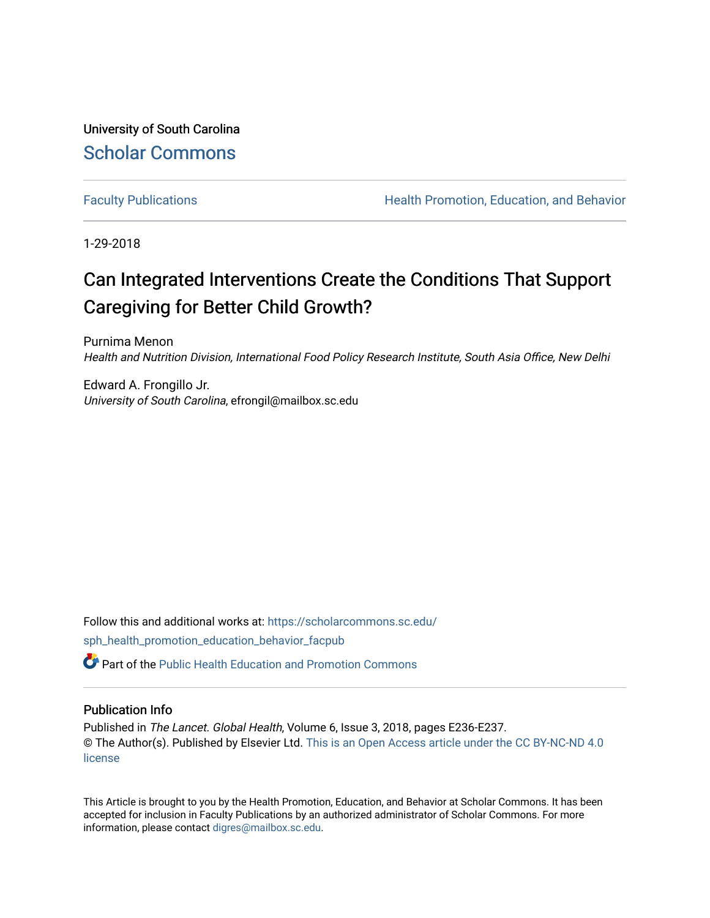University of South Carolina

Scholar Commons

Faculty Publications

Health Promotion, Education, and Behavior

1-29-2018

# Can Integrated Interventions Create the Conditions That Support Caregiving for Better Child Growth?

Purnima Menon
*Health and Nutrition Division, International Food Policy Research Institute, South Asia Office, New Delhi*

Edward A. Frongillo Jr.
*University of South Carolina*, efrongil@mailbox.sc.edu

Follow this and additional works at: https://scholarcommons.sc.edu/sph_health_promotion_education_behavior_facpub

Part of the Public Health Education and Promotion Commons

## Publication Info

Published in *The Lancet. Global Health*, Volume 6, Issue 3, 2018, pages E236-E237.
© The Author(s). Published by Elsevier Ltd. This is an Open Access article under the CC BY-NC-ND 4.0 license

This Article is brought to you by the Health Promotion, Education, and Behavior at Scholar Commons. It has been accepted for inclusion in Faculty Publications by an authorized administrator of Scholar Commons. For more information, please contact digres@mailbox.sc.edu.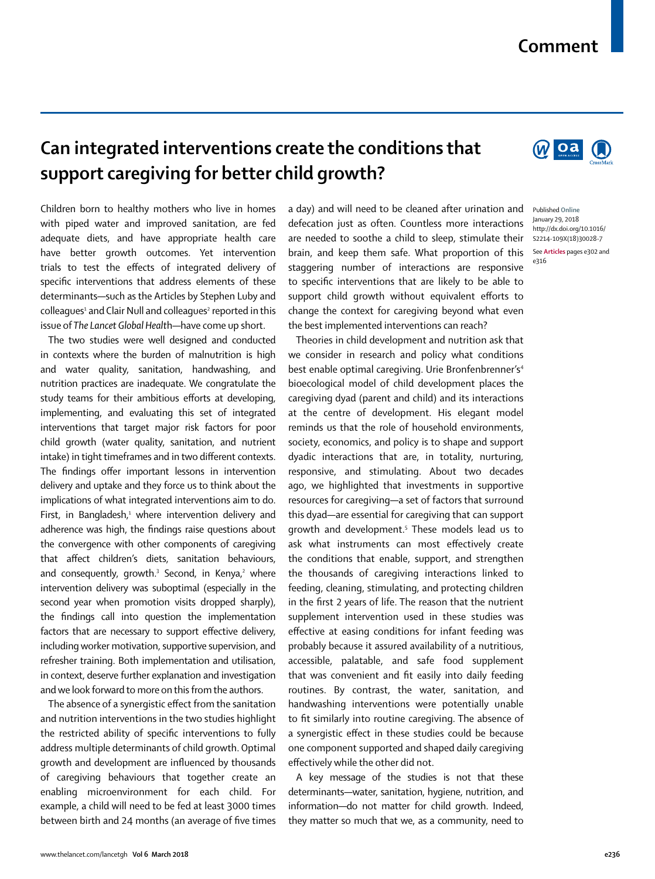# Can integrated interventions create the conditions that support caregiving for better child growth?

Published Online January 29, 2018 http://dx.doi.org/10.1016/S2214-109X(18)30028-7

See Articles pages e302 and e316

Children born to healthy mothers who live in homes with piped water and improved sanitation, are fed adequate diets, and have appropriate health care have better growth outcomes. Yet intervention trials to test the effects of integrated delivery of specific interventions that address elements of these determinants—such as the Articles by Stephen Luby and colleagues[1] and Clair Null and colleagues[2] reported in this issue of *The Lancet Global Health*—have come up short.

The two studies were well designed and conducted in contexts where the burden of malnutrition is high and water quality, sanitation, handwashing, and nutrition practices are inadequate. We congratulate the study teams for their ambitious efforts at developing, implementing, and evaluating this set of integrated interventions that target major risk factors for poor child growth (water quality, sanitation, and nutrient intake) in tight timeframes and in two different contexts. The findings offer important lessons in intervention delivery and uptake and they force us to think about the implications of what integrated interventions aim to do. First, in Bangladesh,[1] where intervention delivery and adherence was high, the findings raise questions about the convergence with other components of caregiving that affect children's diets, sanitation behaviours, and consequently, growth.[3] Second, in Kenya,[2] where intervention delivery was suboptimal (especially in the second year when promotion visits dropped sharply), the findings call into question the implementation factors that are necessary to support effective delivery, including worker motivation, supportive supervision, and refresher training. Both implementation and utilisation, in context, deserve further explanation and investigation and we look forward to more on this from the authors.

The absence of a synergistic effect from the sanitation and nutrition interventions in the two studies highlight the restricted ability of specific interventions to fully address multiple determinants of child growth. Optimal growth and development are influenced by thousands of caregiving behaviours that together create an enabling microenvironment for each child. For example, a child will need to be fed at least 3000 times between birth and 24 months (an average of five times a day) and will need to be cleaned after urination and defecation just as often. Countless more interactions are needed to soothe a child to sleep, stimulate their brain, and keep them safe. What proportion of this staggering number of interactions are responsive to specific interventions that are likely to be able to support child growth without equivalent efforts to change the context for caregiving beyond what even the best implemented interventions can reach?

Theories in child development and nutrition ask that we consider in research and policy what conditions best enable optimal caregiving. Urie Bronfenbrenner's[4] bioecological model of child development places the caregiving dyad (parent and child) and its interactions at the centre of development. His elegant model reminds us that the role of household environments, society, economics, and policy is to shape and support dyadic interactions that are, in totality, nurturing, responsive, and stimulating. About two decades ago, we highlighted that investments in supportive resources for caregiving—a set of factors that surround this dyad—are essential for caregiving that can support growth and development.[5] These models lead us to ask what instruments can most effectively create the conditions that enable, support, and strengthen the thousands of caregiving interactions linked to feeding, cleaning, stimulating, and protecting children in the first 2 years of life. The reason that the nutrient supplement intervention used in these studies was effective at easing conditions for infant feeding was probably because it assured availability of a nutritious, accessible, palatable, and safe food supplement that was convenient and fit easily into daily feeding routines. By contrast, the water, sanitation, and handwashing interventions were potentially unable to fit similarly into routine caregiving. The absence of a synergistic effect in these studies could be because one component supported and shaped daily caregiving effectively while the other did not.

A key message of the studies is not that these determinants—water, sanitation, hygiene, nutrition, and information—do not matter for child growth. Indeed, they matter so much that we, as a community, need to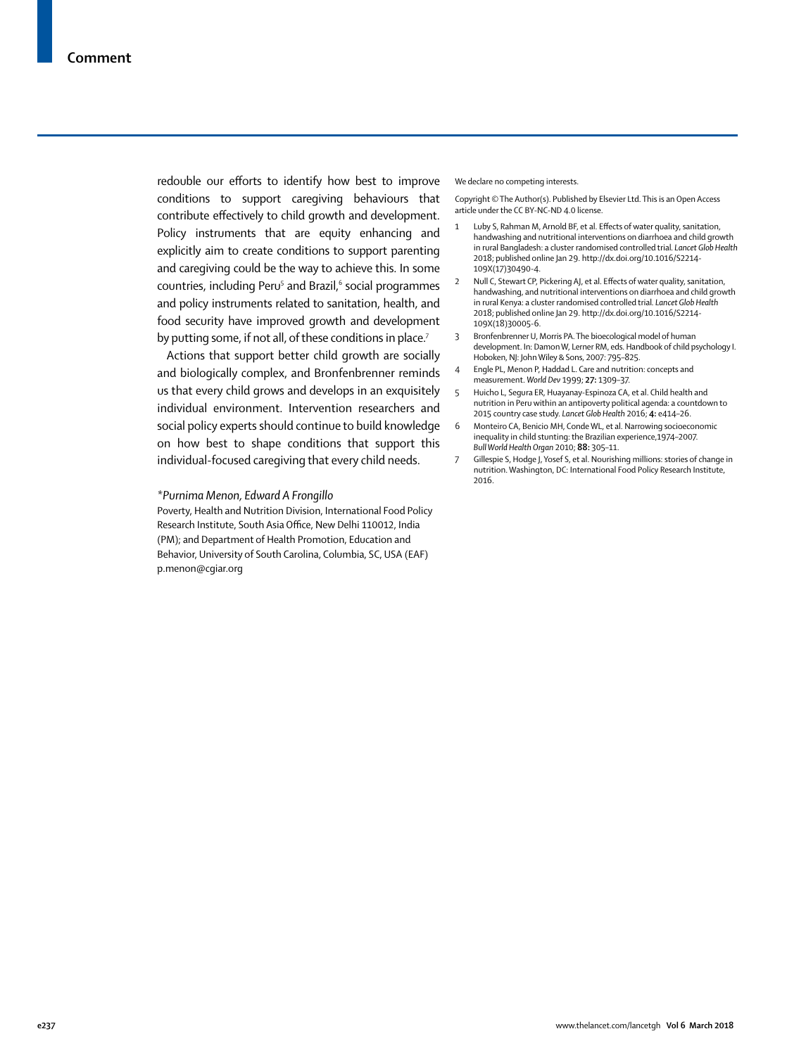redouble our efforts to identify how best to improve conditions to support caregiving behaviours that contribute effectively to child growth and development. Policy instruments that are equity enhancing and explicitly aim to create conditions to support parenting and caregiving could be the way to achieve this. In some countries, including Peru[5] and Brazil,[6] social programmes and policy instruments related to sanitation, health, and food security have improved growth and development by putting some, if not all, of these conditions in place.[7]

Actions that support better child growth are socially and biologically complex, and Bronfenbrenner reminds us that every child grows and develops in an exquisitely individual environment. Intervention researchers and social policy experts should continue to build knowledge on how best to shape conditions that support this individual-focused caregiving that every child needs.

*\*Purnima Menon, Edward A Frongillo*

Poverty, Health and Nutrition Division, International Food Policy Research Institute, South Asia Office, New Delhi 110012, India (PM); and Department of Health Promotion, Education and Behavior, University of South Carolina, Columbia, SC, USA (EAF)
p.menon@cgiar.org

We declare no competing interests.

Copyright © The Author(s). Published by Elsevier Ltd. This is an Open Access article under the CC BY-NC-ND 4.0 license.

1. Luby S, Rahman M, Arnold BF, et al. Effects of water quality, sanitation, handwashing and nutritional interventions on diarrhoea and child growth in rural Bangladesh: a cluster randomised controlled trial. *Lancet Glob Health* 2018; published online Jan 29. http://dx.doi.org/10.1016/S2214-109X(17)30490-4.
2. Null C, Stewart CP, Pickering AJ, et al. Effects of water quality, sanitation, handwashing, and nutritional interventions on diarrhoea and child growth in rural Kenya: a cluster randomised controlled trial. *Lancet Glob Health* 2018; published online Jan 29. http://dx.doi.org/10.1016/S2214-109X(18)30005-6.
3. Bronfenbrenner U, Morris PA. The bioecological model of human development. In: Damon W, Lerner RM, eds. Handbook of child psychology I. Hoboken, NJ: John Wiley & Sons, 2007: 795–825.
4. Engle PL, Menon P, Haddad L. Care and nutrition: concepts and measurement. *World Dev* 1999; **27:** 1309–37.
5. Huicho L, Segura ER, Huayanay-Espinoza CA, et al. Child health and nutrition in Peru within an antipoverty political agenda: a countdown to 2015 country case study. *Lancet Glob Health* 2016; **4:** e414–26.
6. Monteiro CA, Benicio MH, Conde WL, et al. Narrowing socioeconomic inequality in child stunting: the Brazilian experience,1974–2007. *Bull World Health Organ* 2010; **88:** 305–11.
7. Gillespie S, Hodge J, Yosef S, et al. Nourishing millions: stories of change in nutrition. Washington, DC: International Food Policy Research Institute, 2016.